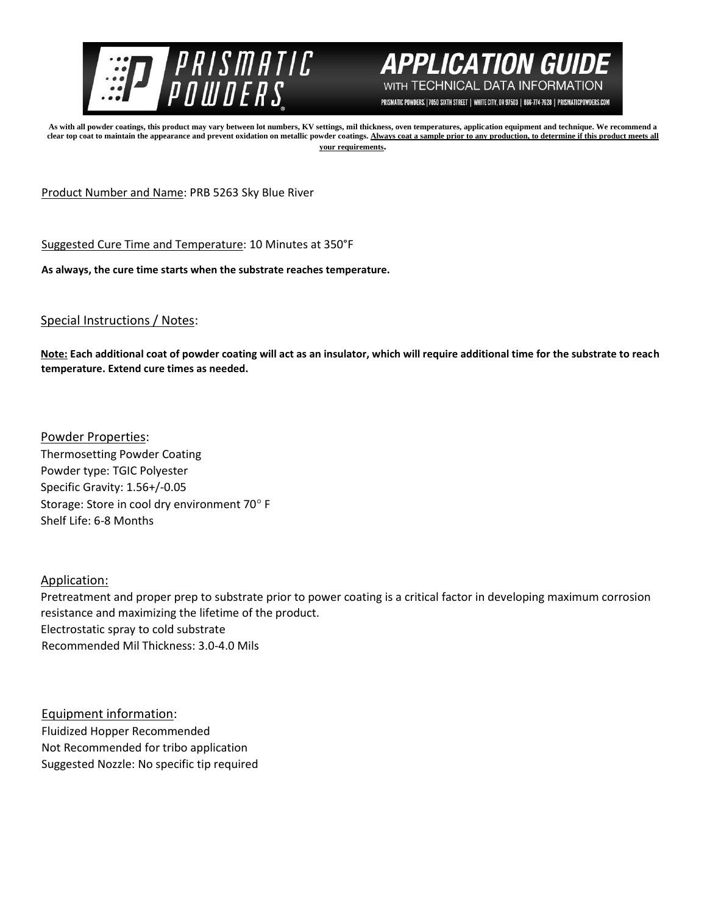# PRISMATIC POWDERS

## APPLICATION GUIDE WITH TECHNICAL DATA INFORMATION

PRISMATIC POWDERS. | 7050 SIXTH STREET | WHITE CITY, OR 97503 | 866-774-7628 | PRISMATICPOWDERS.COM

**As with all powder coatings, this product may vary between lot numbers, KV settings, mil thickness, oven temperatures, application equipment and technique. We recommend a clear top coat to maintain the appearance and prevent oxidation on metallic powder coatings. Always coat a sample prior to any production, to determine if this product meets all your requirements.**

Product Number and Name: PRB 5263 Sky Blue River

Suggested Cure Time and Temperature: 10 Minutes at 350°F

**As always, the cure time starts when the substrate reaches temperature.**

Special Instructions / Notes:

**Note: Each additional coat of powder coating will act as an insulator, which will require additional time for the substrate to reach temperature. Extend cure times as needed.**

Powder Properties:
Thermosetting Powder Coating
Powder type: TGIC Polyester
Specific Gravity: 1.56+/-0.05
Storage: Store in cool dry environment 70° F
Shelf Life: 6-8 Months

Application:
Pretreatment and proper prep to substrate prior to power coating is a critical factor in developing maximum corrosion resistance and maximizing the lifetime of the product.
Electrostatic spray to cold substrate
Recommended Mil Thickness: 3.0-4.0 Mils

Equipment information:
Fluidized Hopper Recommended
Not Recommended for tribo application
Suggested Nozzle: No specific tip required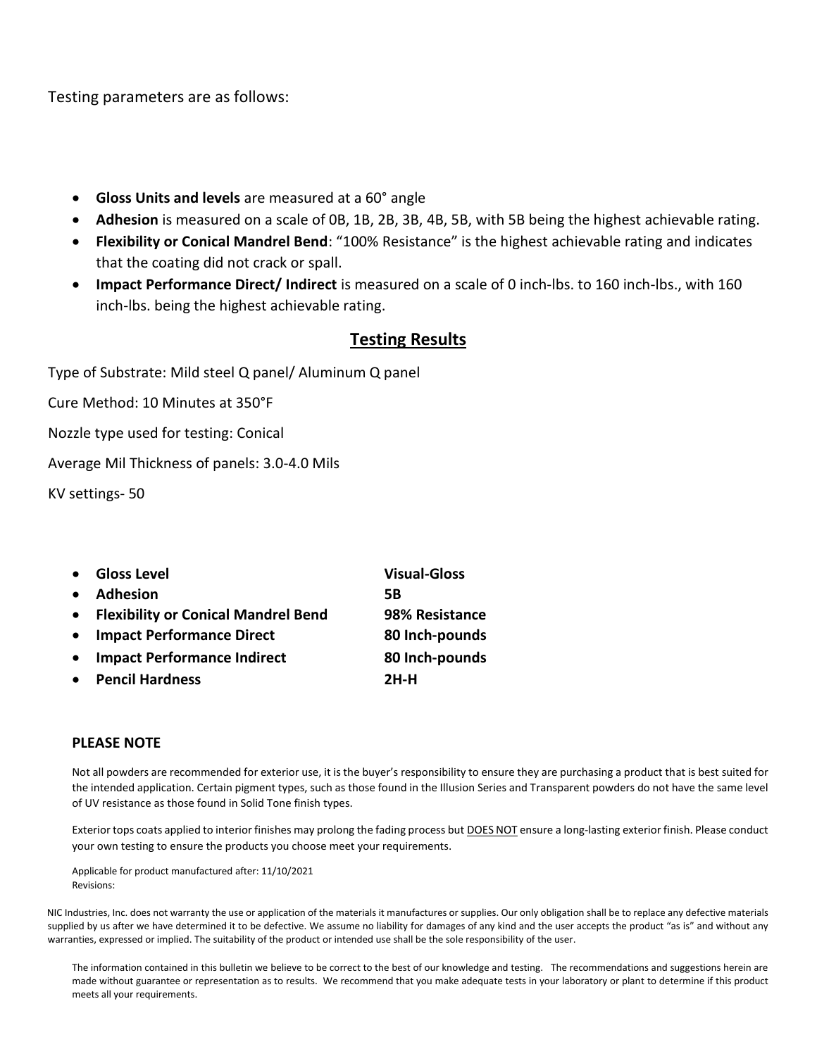Testing parameters are as follows:

- **Gloss Units and levels** are measured at a 60° angle
- **Adhesion** is measured on a scale of 0B, 1B, 2B, 3B, 4B, 5B, with 5B being the highest achievable rating.
- **Flexibility or Conical Mandrel Bend**: "100% Resistance" is the highest achievable rating and indicates that the coating did not crack or spall.
- **Impact Performance Direct/ Indirect** is measured on a scale of 0 inch-lbs. to 160 inch-lbs., with 160 inch-lbs. being the highest achievable rating.

## Testing Results

Type of Substrate: Mild steel Q panel/ Aluminum Q panel

Cure Method: 10 Minutes at 350°F

Nozzle type used for testing: Conical

Average Mil Thickness of panels: 3.0-4.0 Mils

KV settings- 50

| | |
|---|---|
| **Gloss Level** | **Visual-Gloss** |
| **Adhesion** | **5B** |
| **Flexibility or Conical Mandrel Bend** | **98% Resistance** |
| **Impact Performance Direct** | **80 Inch-pounds** |
| **Impact Performance Indirect** | **80 Inch-pounds** |
| **Pencil Hardness** | **2H-H** |

**PLEASE NOTE**

Not all powders are recommended for exterior use, it is the buyer's responsibility to ensure they are purchasing a product that is best suited for the intended application. Certain pigment types, such as those found in the Illusion Series and Transparent powders do not have the same level of UV resistance as those found in Solid Tone finish types.

Exterior tops coats applied to interior finishes may prolong the fading process but DOES NOT ensure a long-lasting exterior finish. Please conduct your own testing to ensure the products you choose meet your requirements.

Applicable for product manufactured after: 11/10/2021
Revisions:

NIC Industries, Inc. does not warranty the use or application of the materials it manufactures or supplies. Our only obligation shall be to replace any defective materials supplied by us after we have determined it to be defective. We assume no liability for damages of any kind and the user accepts the product "as is" and without any warranties, expressed or implied. The suitability of the product or intended use shall be the sole responsibility of the user.

The information contained in this bulletin we believe to be correct to the best of our knowledge and testing. The recommendations and suggestions herein are made without guarantee or representation as to results. We recommend that you make adequate tests in your laboratory or plant to determine if this product meets all your requirements.